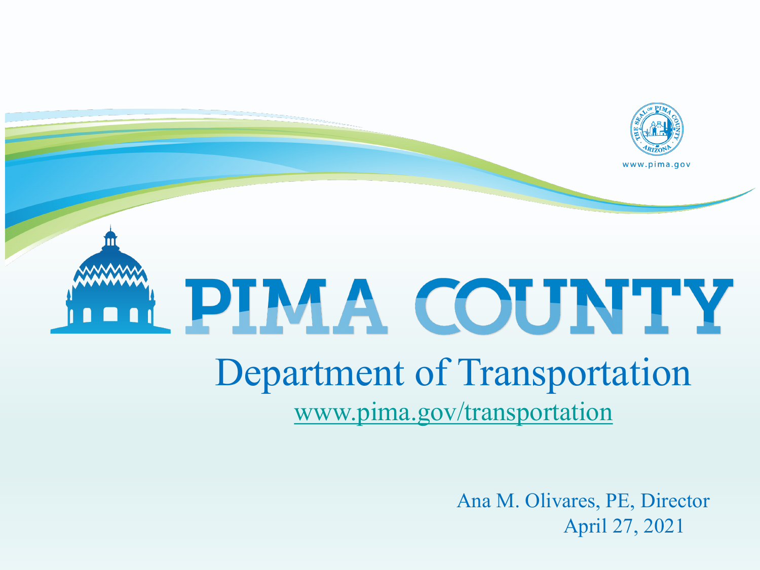www.pima.gov

# PIMA COUNTY

## Department of Transportation

www.pima.gov/transportation

Ana M. Olivares, PE, Director
April 27, 2021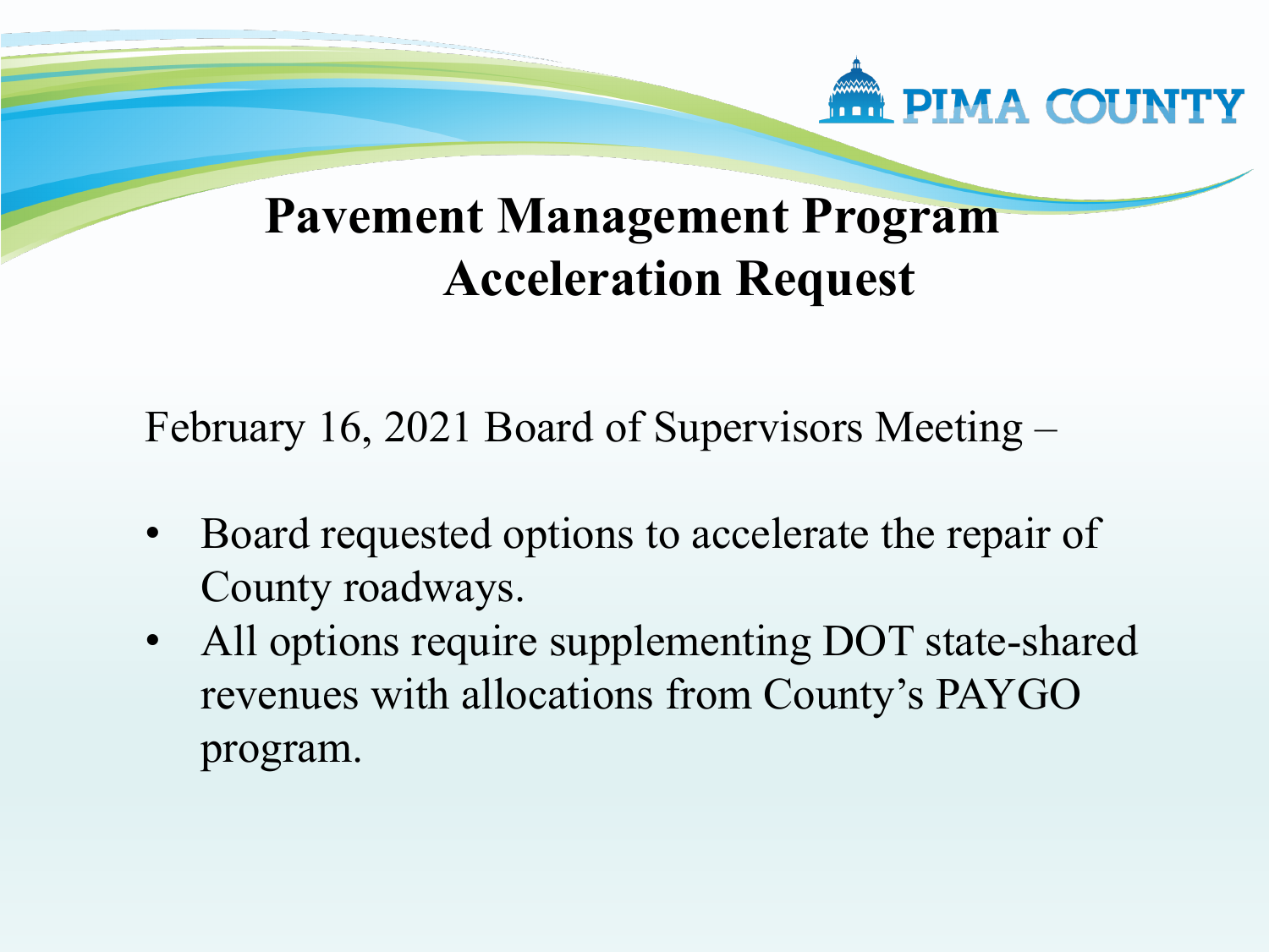# Pavement Management Program Acceleration Request

February 16, 2021 Board of Supervisors Meeting –

- Board requested options to accelerate the repair of County roadways.
- All options require supplementing DOT state-shared revenues with allocations from County's PAYGO program.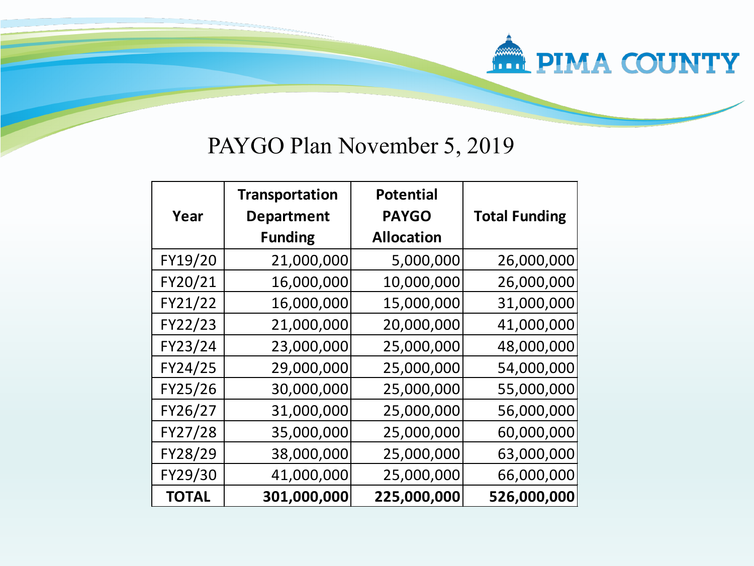# PAYGO Plan November 5, 2019

| Year | Transportation Department Funding | Potential PAYGO Allocation | Total Funding |
|---|---|---|---|
| FY19/20 | 21,000,000 | 5,000,000 | 26,000,000 |
| FY20/21 | 16,000,000 | 10,000,000 | 26,000,000 |
| FY21/22 | 16,000,000 | 15,000,000 | 31,000,000 |
| FY22/23 | 21,000,000 | 20,000,000 | 41,000,000 |
| FY23/24 | 23,000,000 | 25,000,000 | 48,000,000 |
| FY24/25 | 29,000,000 | 25,000,000 | 54,000,000 |
| FY25/26 | 30,000,000 | 25,000,000 | 55,000,000 |
| FY26/27 | 31,000,000 | 25,000,000 | 56,000,000 |
| FY27/28 | 35,000,000 | 25,000,000 | 60,000,000 |
| FY28/29 | 38,000,000 | 25,000,000 | 63,000,000 |
| FY29/30 | 41,000,000 | 25,000,000 | 66,000,000 |
| **TOTAL** | **301,000,000** | **225,000,000** | **526,000,000** |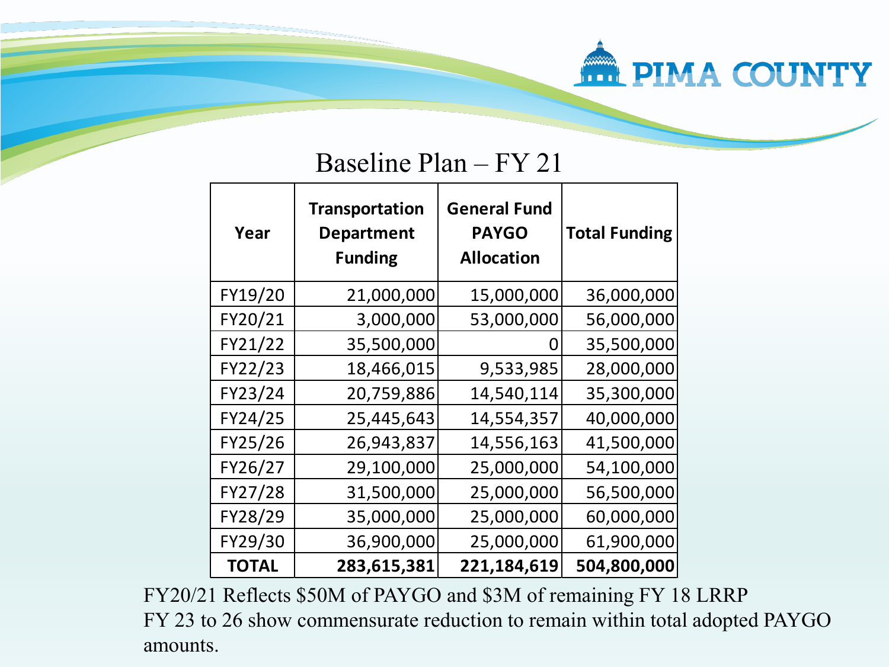## Baseline Plan – FY 21

| Year | Transportation Department Funding | General Fund PAYGO Allocation | Total Funding |
|---|---|---|---|
| FY19/20 | 21,000,000 | 15,000,000 | 36,000,000 |
| FY20/21 | 3,000,000 | 53,000,000 | 56,000,000 |
| FY21/22 | 35,500,000 | 0 | 35,500,000 |
| FY22/23 | 18,466,015 | 9,533,985 | 28,000,000 |
| FY23/24 | 20,759,886 | 14,540,114 | 35,300,000 |
| FY24/25 | 25,445,643 | 14,554,357 | 40,000,000 |
| FY25/26 | 26,943,837 | 14,556,163 | 41,500,000 |
| FY26/27 | 29,100,000 | 25,000,000 | 54,100,000 |
| FY27/28 | 31,500,000 | 25,000,000 | 56,500,000 |
| FY28/29 | 35,000,000 | 25,000,000 | 60,000,000 |
| FY29/30 | 36,900,000 | 25,000,000 | 61,900,000 |
| **TOTAL** | **283,615,381** | **221,184,619** | **504,800,000** |

FY20/21 Reflects $50M of PAYGO and $3M of remaining FY 18 LRRP
FY 23 to 26 show commensurate reduction to remain within total adopted PAYGO amounts.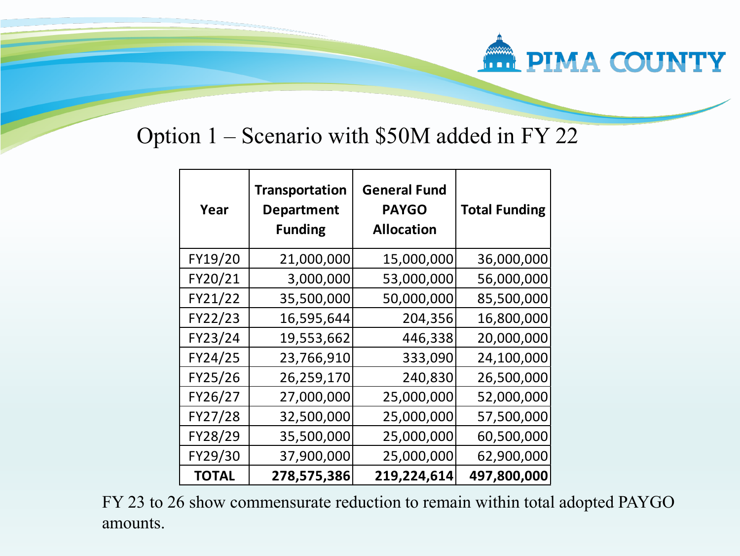## Option 1 – Scenario with $50M added in FY 22

| Year | Transportation Department Funding | General Fund PAYGO Allocation | Total Funding |
|---|---|---|---|
| FY19/20 | 21,000,000 | 15,000,000 | 36,000,000 |
| FY20/21 | 3,000,000 | 53,000,000 | 56,000,000 |
| FY21/22 | 35,500,000 | 50,000,000 | 85,500,000 |
| FY22/23 | 16,595,644 | 204,356 | 16,800,000 |
| FY23/24 | 19,553,662 | 446,338 | 20,000,000 |
| FY24/25 | 23,766,910 | 333,090 | 24,100,000 |
| FY25/26 | 26,259,170 | 240,830 | 26,500,000 |
| FY26/27 | 27,000,000 | 25,000,000 | 52,000,000 |
| FY27/28 | 32,500,000 | 25,000,000 | 57,500,000 |
| FY28/29 | 35,500,000 | 25,000,000 | 60,500,000 |
| FY29/30 | 37,900,000 | 25,000,000 | 62,900,000 |
| **TOTAL** | **278,575,386** | **219,224,614** | **497,800,000** |

FY 23 to 26 show commensurate reduction to remain within total adopted PAYGO amounts.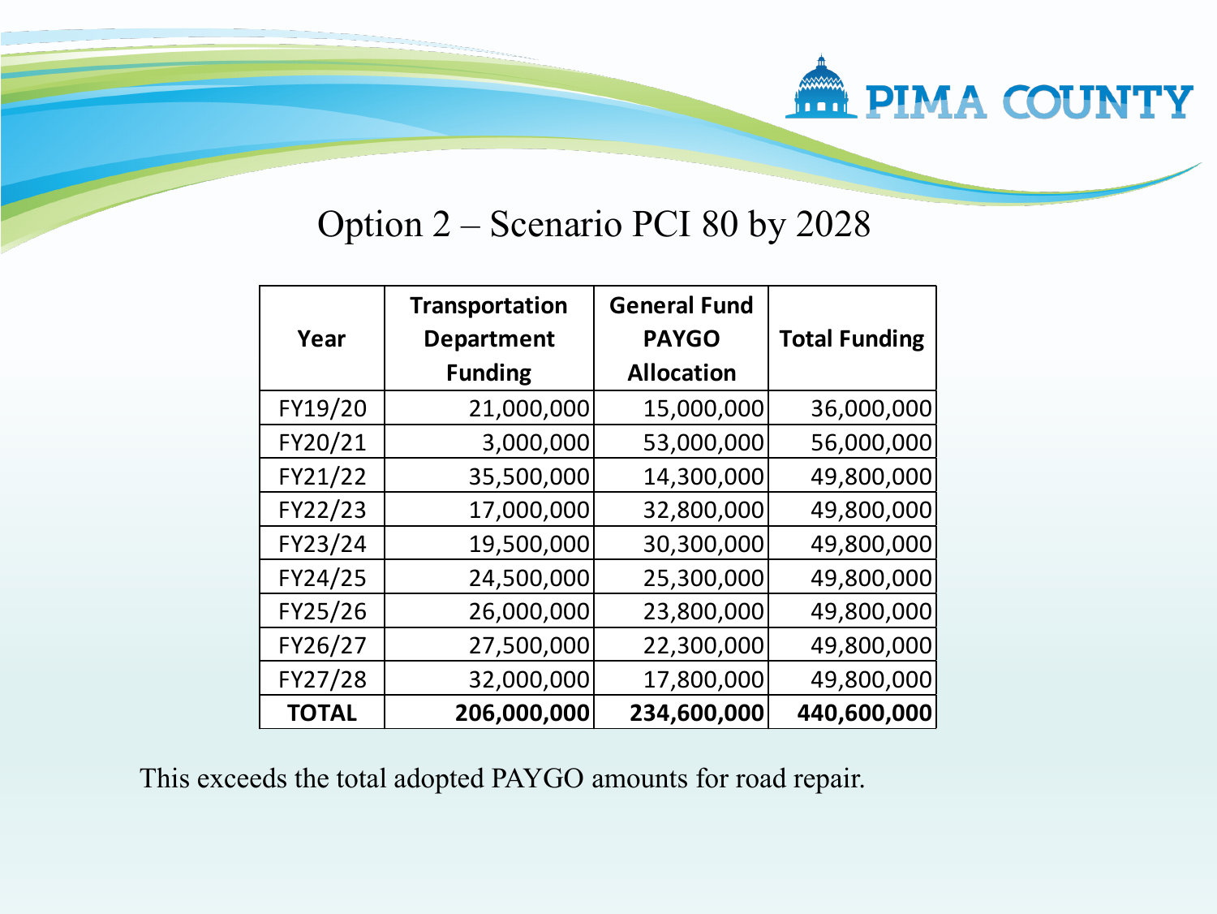# Option 2 – Scenario PCI 80 by 2028

| Year | Transportation Department Funding | General Fund PAYGO Allocation | Total Funding |
|---|---|---|---|
| FY19/20 | 21,000,000 | 15,000,000 | 36,000,000 |
| FY20/21 | 3,000,000 | 53,000,000 | 56,000,000 |
| FY21/22 | 35,500,000 | 14,300,000 | 49,800,000 |
| FY22/23 | 17,000,000 | 32,800,000 | 49,800,000 |
| FY23/24 | 19,500,000 | 30,300,000 | 49,800,000 |
| FY24/25 | 24,500,000 | 25,300,000 | 49,800,000 |
| FY25/26 | 26,000,000 | 23,800,000 | 49,800,000 |
| FY26/27 | 27,500,000 | 22,300,000 | 49,800,000 |
| FY27/28 | 32,000,000 | 17,800,000 | 49,800,000 |
| **TOTAL** | **206,000,000** | **234,600,000** | **440,600,000** |

This exceeds the total adopted PAYGO amounts for road repair.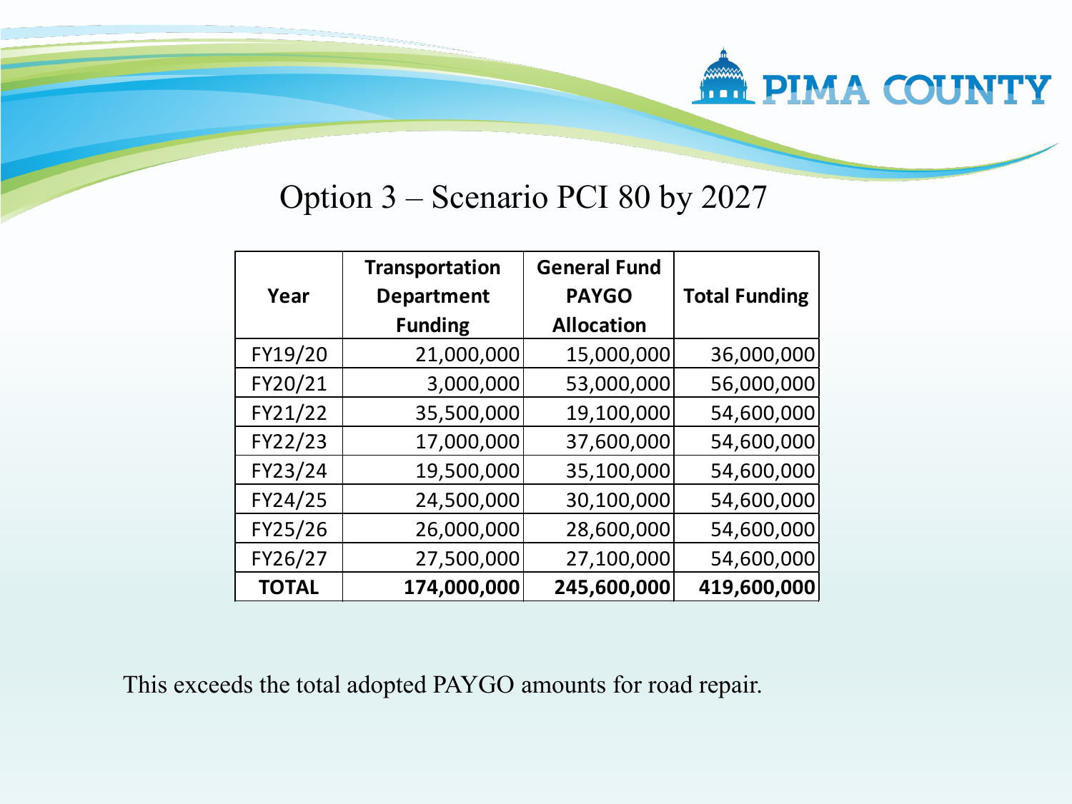# Option 3 – Scenario PCI 80 by 2027

| Year | Transportation Department Funding | General Fund PAYGO Allocation | Total Funding |
|---|---:|---:|---:|
| FY19/20 | 21,000,000 | 15,000,000 | 36,000,000 |
| FY20/21 | 3,000,000 | 53,000,000 | 56,000,000 |
| FY21/22 | 35,500,000 | 19,100,000 | 54,600,000 |
| FY22/23 | 17,000,000 | 37,600,000 | 54,600,000 |
| FY23/24 | 19,500,000 | 35,100,000 | 54,600,000 |
| FY24/25 | 24,500,000 | 30,100,000 | 54,600,000 |
| FY25/26 | 26,000,000 | 28,600,000 | 54,600,000 |
| FY26/27 | 27,500,000 | 27,100,000 | 54,600,000 |
| **TOTAL** | **174,000,000** | **245,600,000** | **419,600,000** |

This exceeds the total adopted PAYGO amounts for road repair.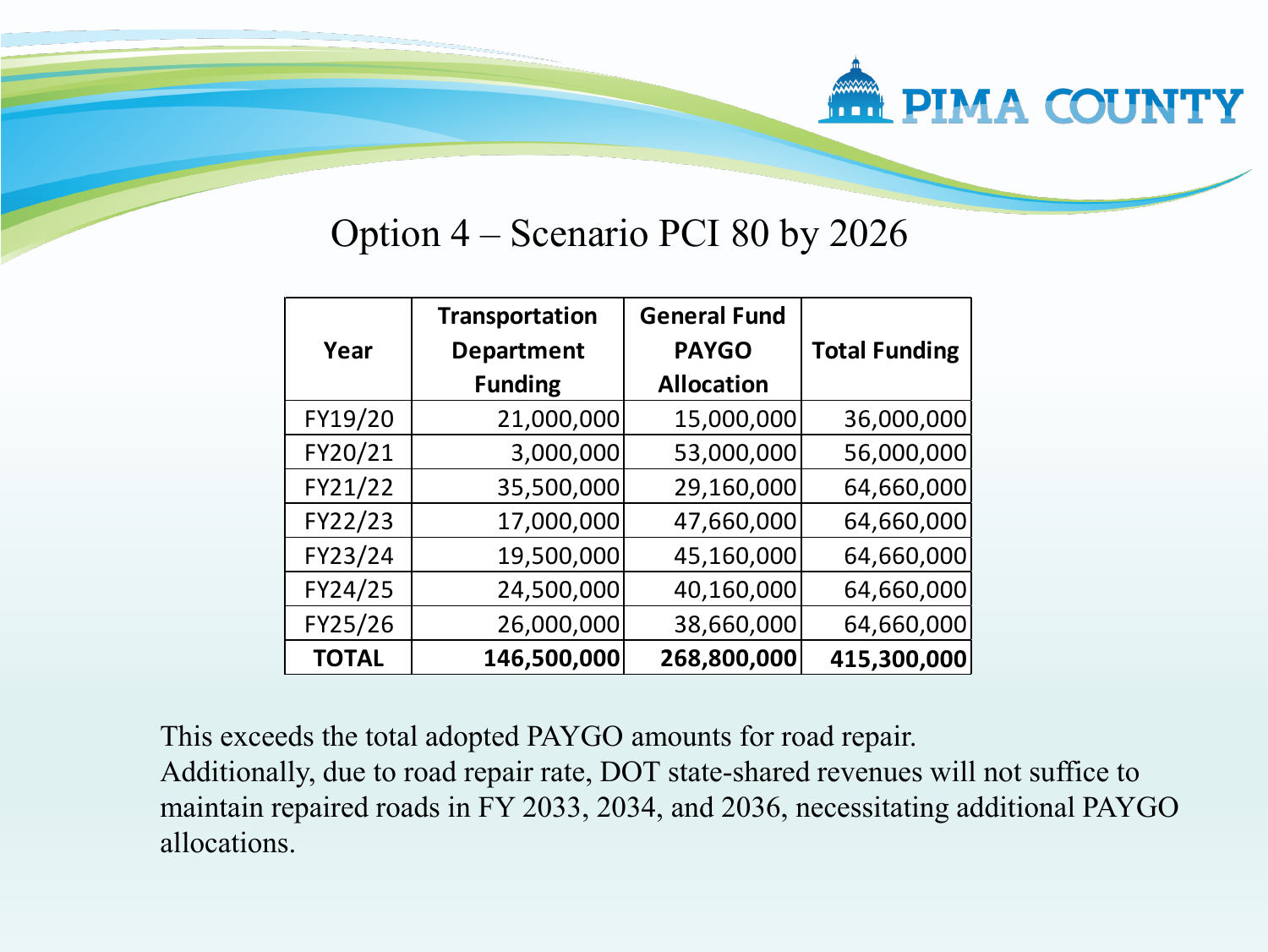# Option 4 – Scenario PCI 80 by 2026

| Year | Transportation Department Funding | General Fund PAYGO Allocation | Total Funding |
|---|---|---|---|
| FY19/20 | 21,000,000 | 15,000,000 | 36,000,000 |
| FY20/21 | 3,000,000 | 53,000,000 | 56,000,000 |
| FY21/22 | 35,500,000 | 29,160,000 | 64,660,000 |
| FY22/23 | 17,000,000 | 47,660,000 | 64,660,000 |
| FY23/24 | 19,500,000 | 45,160,000 | 64,660,000 |
| FY24/25 | 24,500,000 | 40,160,000 | 64,660,000 |
| FY25/26 | 26,000,000 | 38,660,000 | 64,660,000 |
| **TOTAL** | **146,500,000** | **268,800,000** | **415,300,000** |

This exceeds the total adopted PAYGO amounts for road repair.
Additionally, due to road repair rate, DOT state-shared revenues will not suffice to maintain repaired roads in FY 2033, 2034, and 2036, necessitating additional PAYGO allocations.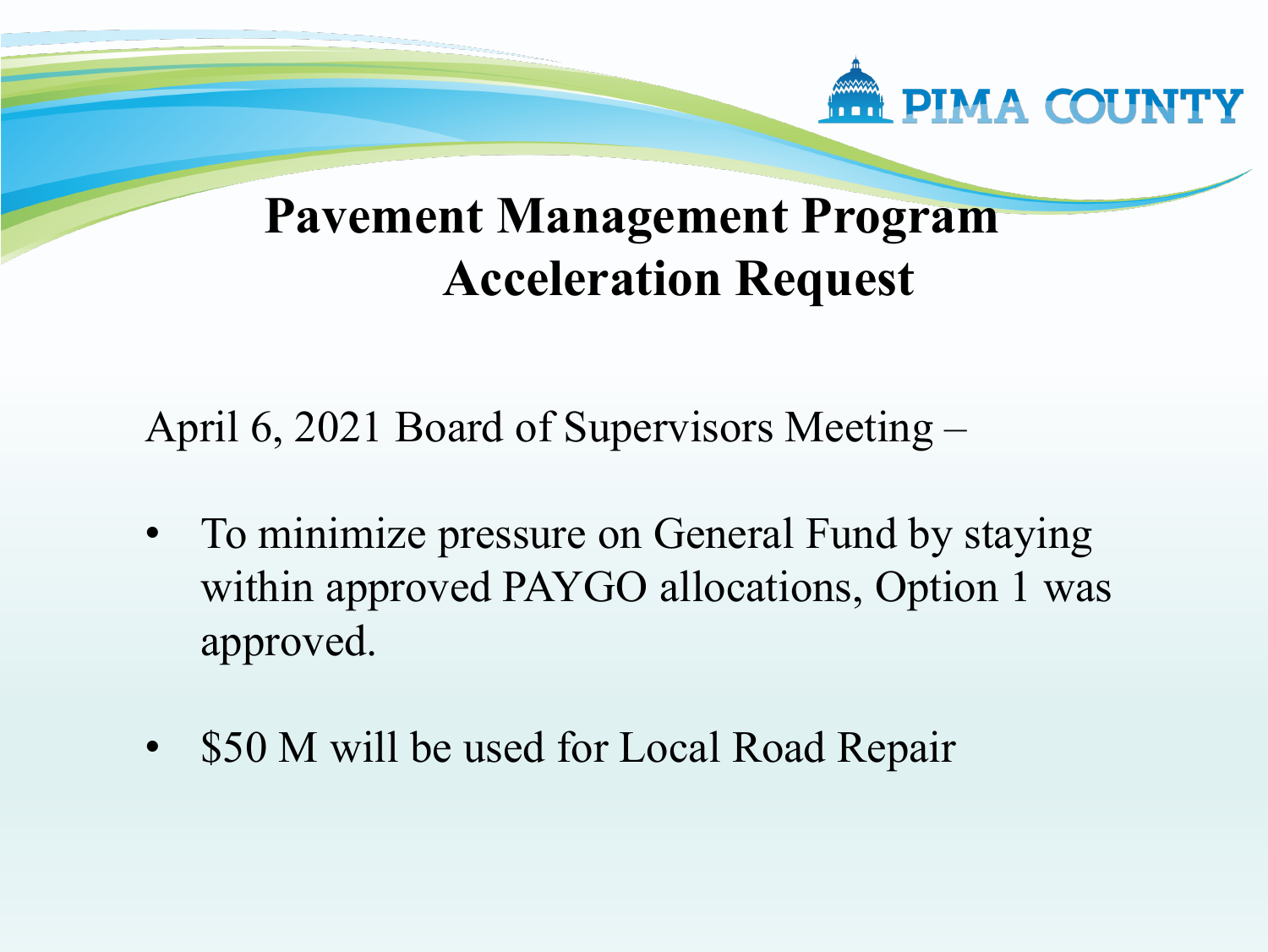# Pavement Management Program Acceleration Request

April 6, 2021 Board of Supervisors Meeting –

- To minimize pressure on General Fund by staying within approved PAYGO allocations, Option 1 was approved.
- $50 M will be used for Local Road Repair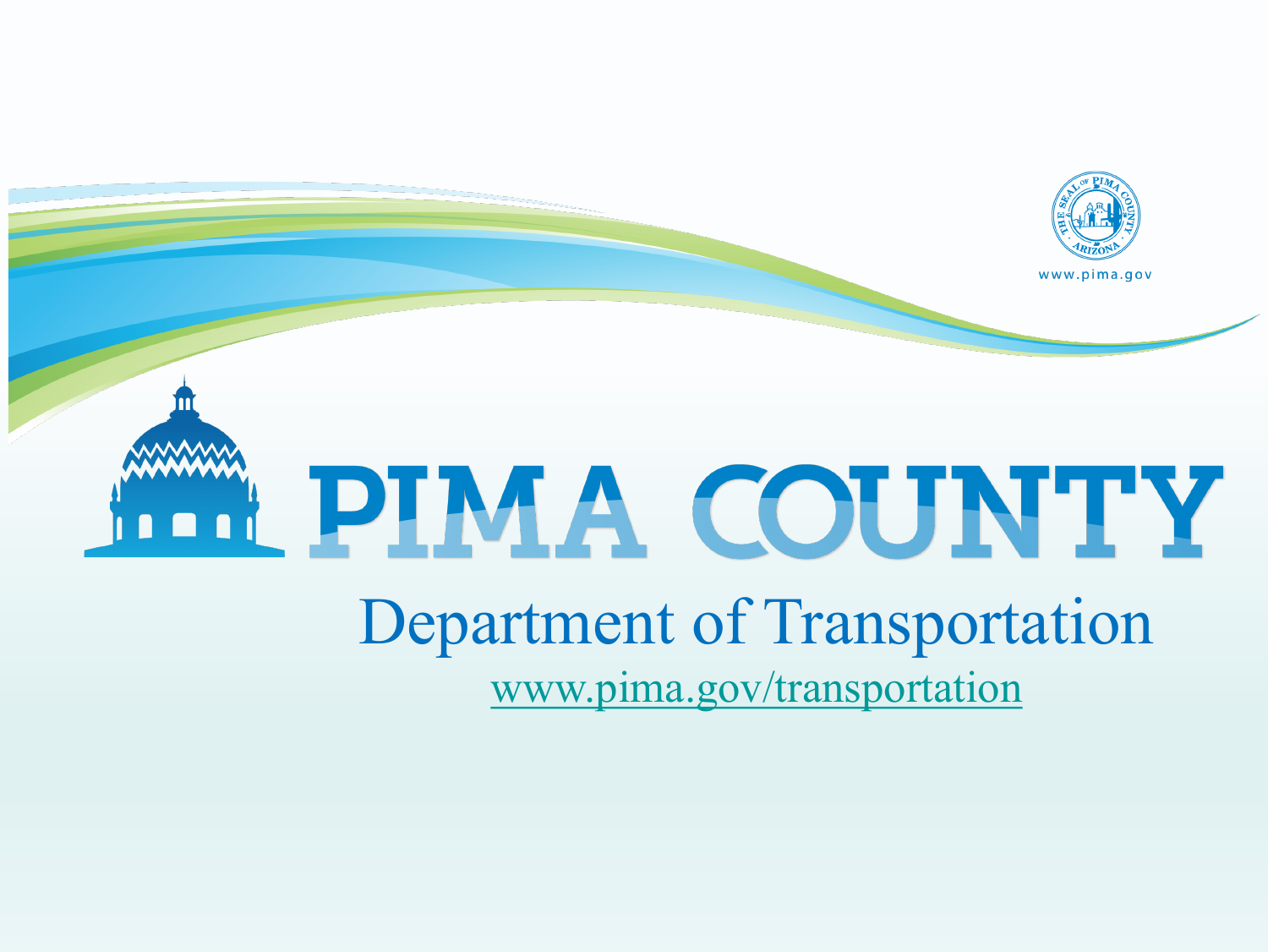www.pima.gov

# PIMA COUNTY

## Department of Transportation

www.pima.gov/transportation